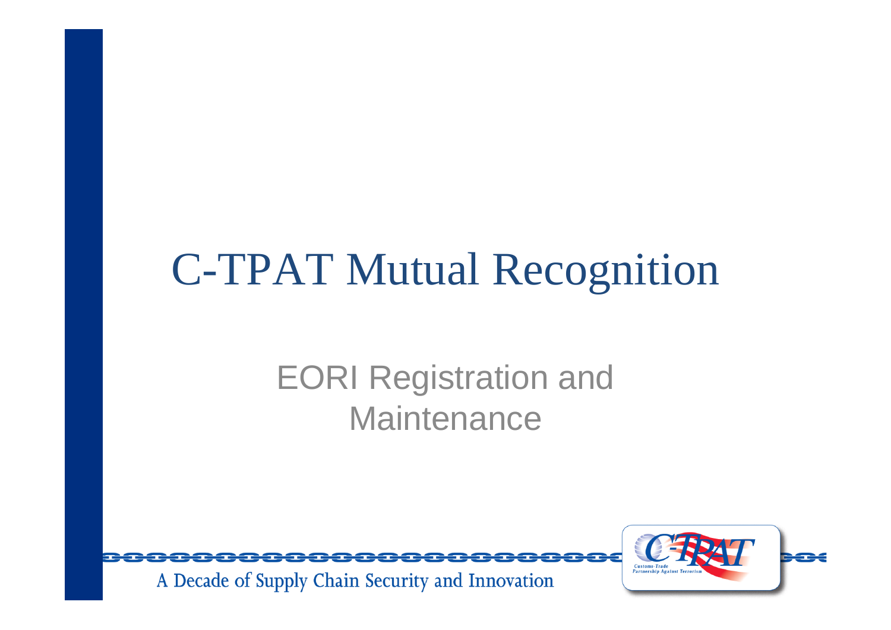# C-TPAT Mutual Recognition

## EORI Registration and Maintenance

A Decade of Supply Chain Security and Innovation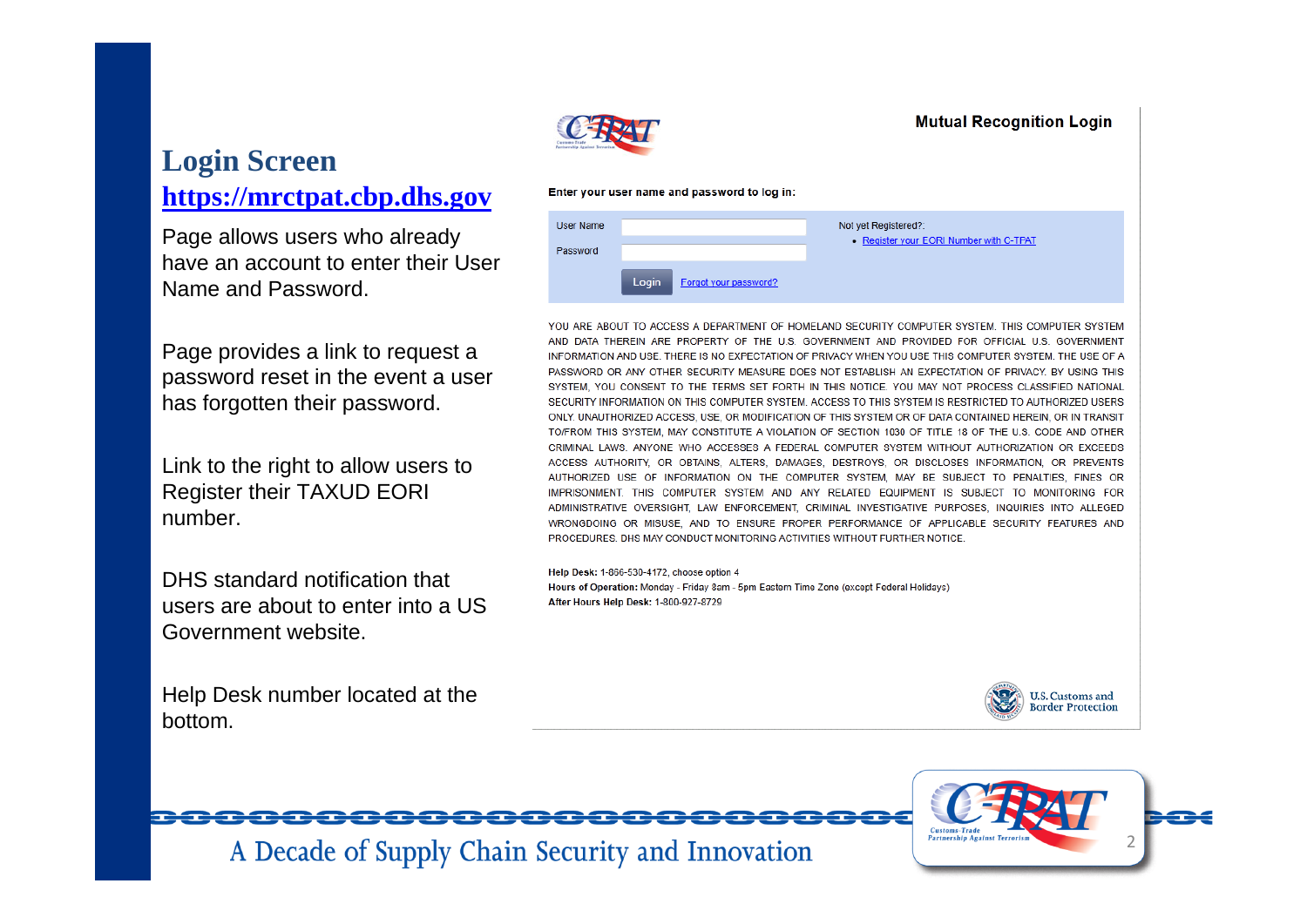## Login Screen

https://mrctpat.cbp.dhs.gov

Page allows users who already have an account to enter their User Name and Password.

Page provides a link to request a password reset in the event a user has forgotten their password.

Link to the right to allow users to Register their TAXUD EORI number.

DHS standard notification that users are about to enter into a US Government website.

Help Desk number located at the bottom.

**Mutual Recognition Login**

**Enter your user name and password to log in:**

User Name

Password

Login

Forgot your password?

Not yet Registered?:

- Register your EORI Number with C-TPAT

YOU ARE ABOUT TO ACCESS A DEPARTMENT OF HOMELAND SECURITY COMPUTER SYSTEM. THIS COMPUTER SYSTEM AND DATA THEREIN ARE PROPERTY OF THE U.S. GOVERNMENT AND PROVIDED FOR OFFICIAL U.S. GOVERNMENT INFORMATION AND USE. THERE IS NO EXPECTATION OF PRIVACY WHEN YOU USE THIS COMPUTER SYSTEM. THE USE OF A PASSWORD OR ANY OTHER SECURITY MEASURE DOES NOT ESTABLISH AN EXPECTATION OF PRIVACY. BY USING THIS SYSTEM, YOU CONSENT TO THE TERMS SET FORTH IN THIS NOTICE. YOU MAY NOT PROCESS CLASSIFIED NATIONAL SECURITY INFORMATION ON THIS COMPUTER SYSTEM. ACCESS TO THIS SYSTEM IS RESTRICTED TO AUTHORIZED USERS ONLY. UNAUTHORIZED ACCESS, USE, OR MODIFICATION OF THIS SYSTEM OR OF DATA CONTAINED HEREIN, OR IN TRANSIT TO/FROM THIS SYSTEM, MAY CONSTITUTE A VIOLATION OF SECTION 1030 OF TITLE 18 OF THE U.S. CODE AND OTHER CRIMINAL LAWS. ANYONE WHO ACCESSES A FEDERAL COMPUTER SYSTEM WITHOUT AUTHORIZATION OR EXCEEDS ACCESS AUTHORITY, OR OBTAINS, ALTERS, DAMAGES, DESTROYS, OR DISCLOSES INFORMATION, OR PREVENTS AUTHORIZED USE OF INFORMATION ON THE COMPUTER SYSTEM, MAY BE SUBJECT TO PENALTIES, FINES OR IMPRISONMENT. THIS COMPUTER SYSTEM AND ANY RELATED EQUIPMENT IS SUBJECT TO MONITORING FOR ADMINISTRATIVE OVERSIGHT, LAW ENFORCEMENT, CRIMINAL INVESTIGATIVE PURPOSES, INQUIRIES INTO ALLEGED WRONGDOING OR MISUSE, AND TO ENSURE PROPER PERFORMANCE OF APPLICABLE SECURITY FEATURES AND PROCEDURES. DHS MAY CONDUCT MONITORING ACTIVITIES WITHOUT FURTHER NOTICE.

**Help Desk:** 1-866-530-4172, choose option 4
**Hours of Operation:** Monday - Friday 8am - 5pm Eastern Time Zone (except Federal Holidays)
**After Hours Help Desk:** 1-800-927-8729

U.S. Customs and Border Protection

A Decade of Supply Chain Security and Innovation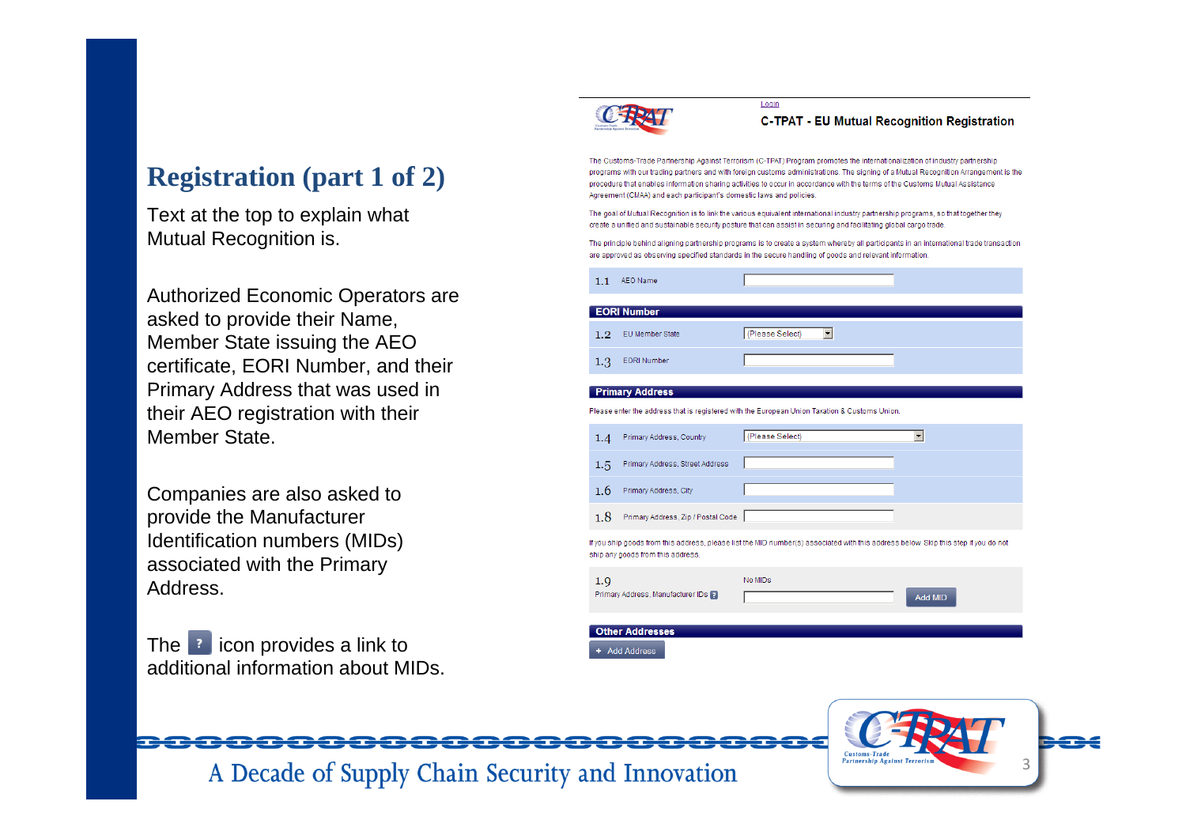## Registration (part 1 of 2)

Text at the top to explain what Mutual Recognition is.

Authorized Economic Operators are asked to provide their Name, Member State issuing the AEO certificate, EORI Number, and their Primary Address that was used in their AEO registration with their Member State.

Companies are also asked to provide the Manufacturer Identification numbers (MIDs) associated with the Primary Address.

The ? icon provides a link to additional information about MIDs.

Login

**C-TPAT - EU Mutual Recognition Registration**

The Customs-Trade Partnership Against Terrorism (C-TPAT) Program promotes the internationalization of industry partnership programs with our trading partners and with foreign customs administrations. The signing of a Mutual Recognition Arrangement is the procedure that enables information sharing activities to occur in accordance with the terms of the Customs Mutual Assistance Agreement (CMAA) and each participant's domestic laws and policies.

The goal of Mutual Recognition is to link the various equivalent international industry partnership programs, so that together they create a unified and sustainable security posture that can assist in securing and facilitating global cargo trade.

The principle behind aligning partnership programs is to create a system whereby all participants in an international trade transaction are approved as observing specified standards in the secure handling of goods and relevant information.

1.1 AEO Name

**EORI Number**

1.2 EU Member State (Please Select)

1.3 EORI Number

**Primary Address**

Please enter the address that is registered with the European Union Taxation & Customs Union.

1.4 Primary Address, Country (Please Select)

1.5 Primary Address, Street Address

1.6 Primary Address, City

1.8 Primary Address, Zip / Postal Code

If you ship goods from this address, please list the MID number(s) associated with this address below. Skip this step if you do not ship any goods from this address.

1.9 Primary Address, Manufacturer IDs ? — No MIDs — Add MID

**Other Addresses**

+ Add Address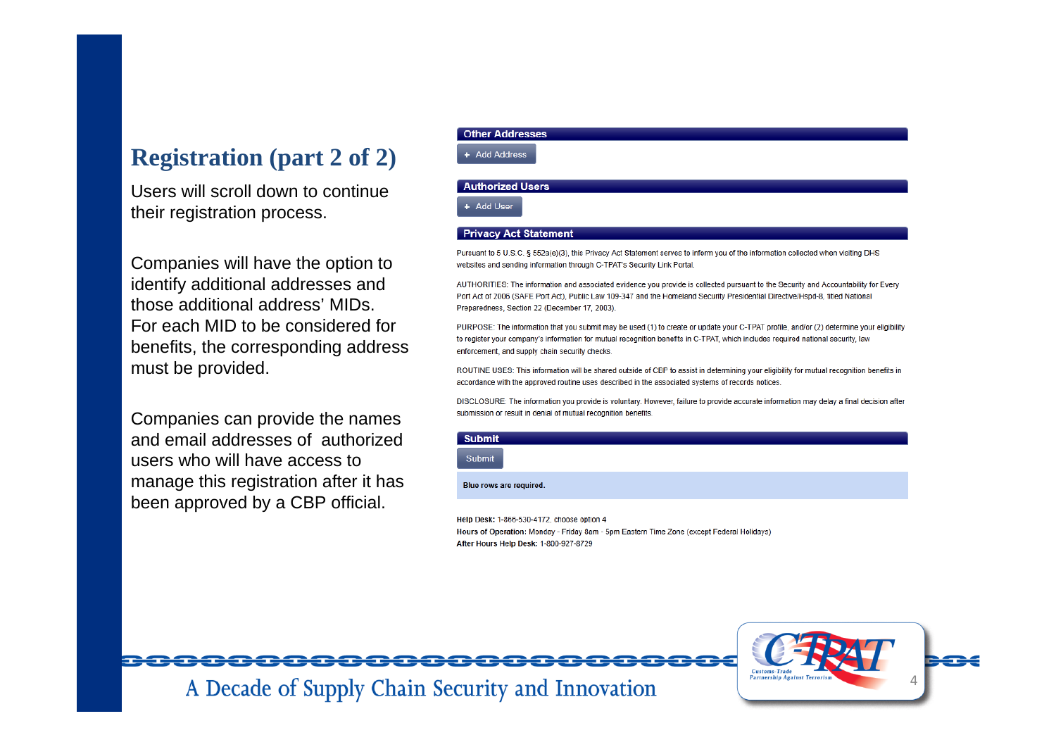# Registration (part 2 of 2)

Users will scroll down to continue their registration process.

Companies will have the option to identify additional addresses and those additional address' MIDs. For each MID to be considered for benefits, the corresponding address must be provided.

Companies can provide the names and email addresses of authorized users who will have access to manage this registration after it has been approved by a CBP official.

**Other Addresses**

+ Add Address

**Authorized Users**

+ Add User

**Privacy Act Statement**

Pursuant to 5 U.S.C. § 552a(e)(3), this Privacy Act Statement serves to inform you of the information collected when visiting DHS websites and sending information through C-TPAT's Security Link Portal.

AUTHORITIES: The information and associated evidence you provide is collected pursuant to the Security and Accountability for Every Port Act of 2006 (SAFE Port Act), Public Law 109-347 and the Homeland Security Presidential Directive/Hspd-8, titled National Preparedness, Section 22 (December 17, 2003).

PURPOSE: The information that you submit may be used (1) to create or update your C-TPAT profile, and/or (2) determine your eligibility to register your company's information for mutual recognition benefits in C-TPAT, which includes required national security, law enforcement, and supply chain security checks.

ROUTINE USES: This information will be shared outside of CBP to assist in determining your eligibility for mutual recognition benefits in accordance with the approved routine uses described in the associated systems of records notices.

DISCLOSURE: The information you provide is voluntary. However, failure to provide accurate information may delay a final decision after submission or result in denial of mutual recognition benefits.

**Submit**

Submit

**Blue rows are required.**

**Help Desk:** 1-866-530-4172, choose option 4
**Hours of Operation:** Monday - Friday 8am - 5pm Eastern Time Zone (except Federal Holidays)
**After Hours Help Desk:** 1-800-927-8729

A Decade of Supply Chain Security and Innovation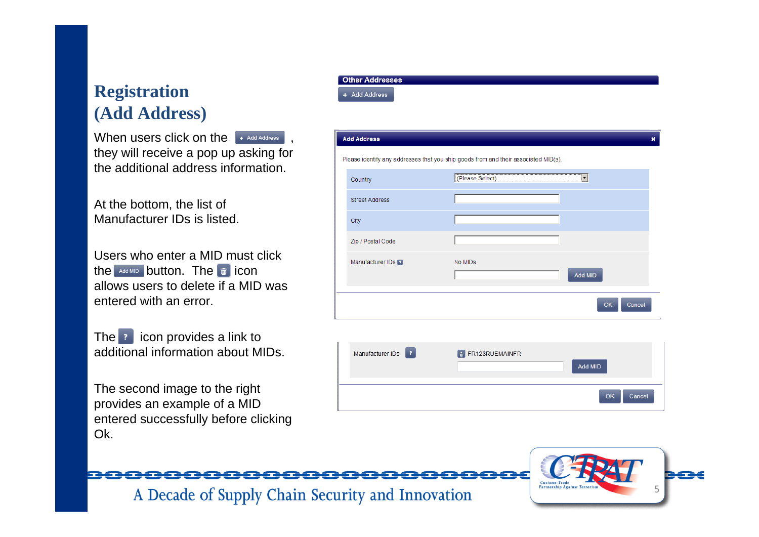# Registration (Add Address)

When users click on the [+ Add Address], they will receive a pop up asking for the additional address information.

At the bottom, the list of Manufacturer IDs is listed.

Users who enter a MID must click the [Add MID] button. The [delete] icon allows users to delete if a MID was entered with an error.

The [?] icon provides a link to additional information about MIDs.

The second image to the right provides an example of a MID entered successfully before clicking Ok.

**Other Addresses**

+ Add Address

**Add Address**

Please identify any addresses that you ship goods from and their associated MID(s).

| | |
|---|---|
| Country | (Please Select) |
| Street Address | |
| City | |
| Zip / Postal Code | |
| Manufacturer IDs ? | No MIDs  Add MID |

OK  Cancel

| | |
|---|---|
| Manufacturer IDs ? | FR123RUEMAINFR  Add MID |

OK  Cancel

A Decade of Supply Chain Security and Innovation

C-TPAT Customs-Trade Partnership Against Terrorism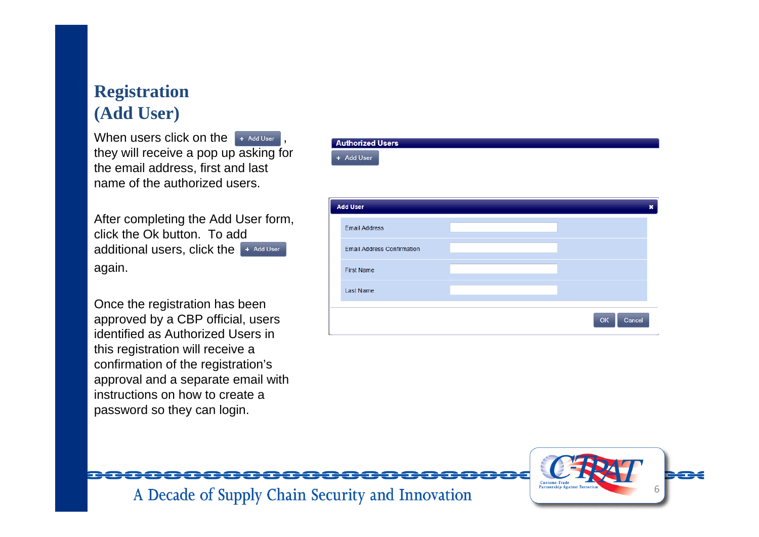# Registration (Add User)

When users click on the **+ Add User**, they will receive a pop up asking for the email address, first and last name of the authorized users.

After completing the Add User form, click the Ok button. To add additional users, click the **+ Add User** again.

Once the registration has been approved by a CBP official, users identified as Authorized Users in this registration will receive a confirmation of the registration's approval and a separate email with instructions on how to create a password so they can login.

**Authorized Users**

+ Add User

**Add User**

| | |
|---|---|
| Email Address | |
| Email Address Confirmation | |
| First Name | |
| Last Name | |

OK Cancel

A Decade of Supply Chain Security and Innovation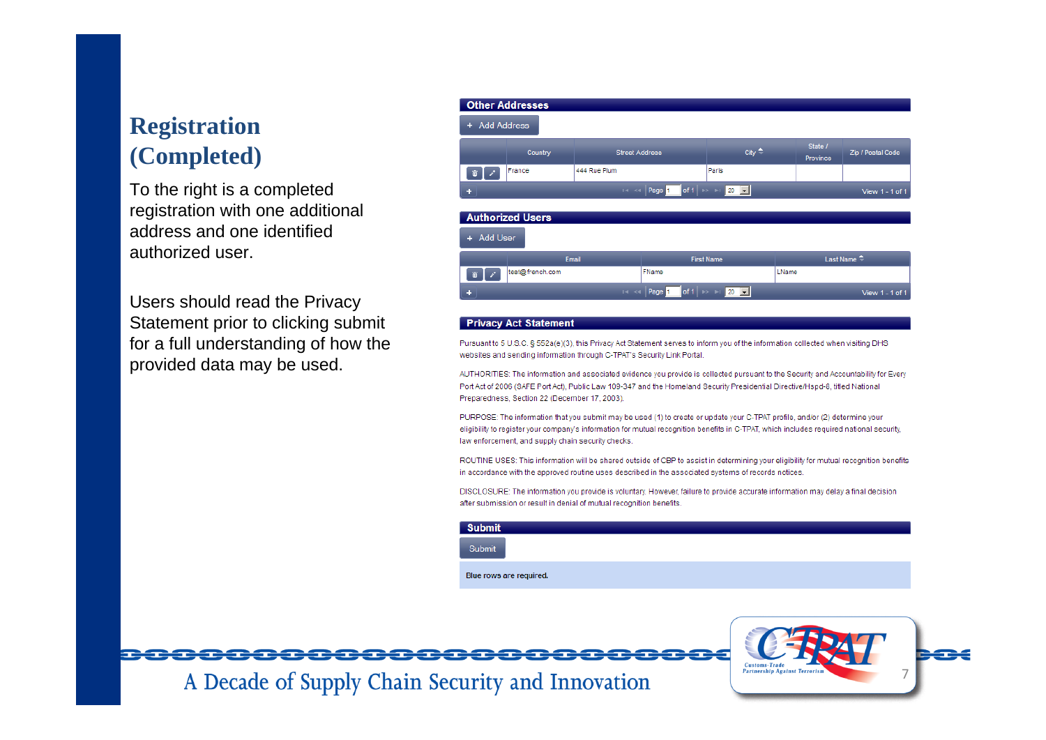# Registration (Completed)

To the right is a completed registration with one additional address and one identified authorized user.

Users should read the Privacy Statement prior to clicking submit for a full understanding of how the provided data may be used.

## Other Addresses

+ Add Address

| | Country | Street Address | City | State / Province | Zip / Postal Code |
|---|---|---|---|---|---|
| | France | 444 Rue Plum | Paris | | |

Page 1 of 1 — 20 — View 1 - 1 of 1

## Authorized Users

+ Add User

| | Email | First Name | Last Name |
|---|---|---|---|
| | test@french.com | FName | LName |

Page 1 of 1 — 20 — View 1 - 1 of 1

## Privacy Act Statement

Pursuant to 5 U.S.C. § 552a(e)(3), this Privacy Act Statement serves to inform you of the information collected when visiting DHS websites and sending information through C-TPAT's Security Link Portal.

AUTHORITIES: The information and associated evidence you provide is collected pursuant to the Security and Accountability for Every Port Act of 2006 (SAFE Port Act), Public Law 109-347 and the Homeland Security Presidential Directive/Hspd-8, titled National Preparedness, Section 22 (December 17, 2003).

PURPOSE: The information that you submit may be used (1) to create or update your C-TPAT profile, and/or (2) determine your eligibility to register your company's information for mutual recognition benefits in C-TPAT, which includes required national security, law enforcement, and supply chain security checks.

ROUTINE USES: This information will be shared outside of CBP to assist in determining your eligibility for mutual recognition benefits in accordance with the approved routine uses described in the associated systems of records notices.

DISCLOSURE: The information you provide is voluntary. However, failure to provide accurate information may delay a final decision after submission or result in denial of mutual recognition benefits.

## Submit

Submit

Blue rows are required.

A Decade of Supply Chain Security and Innovation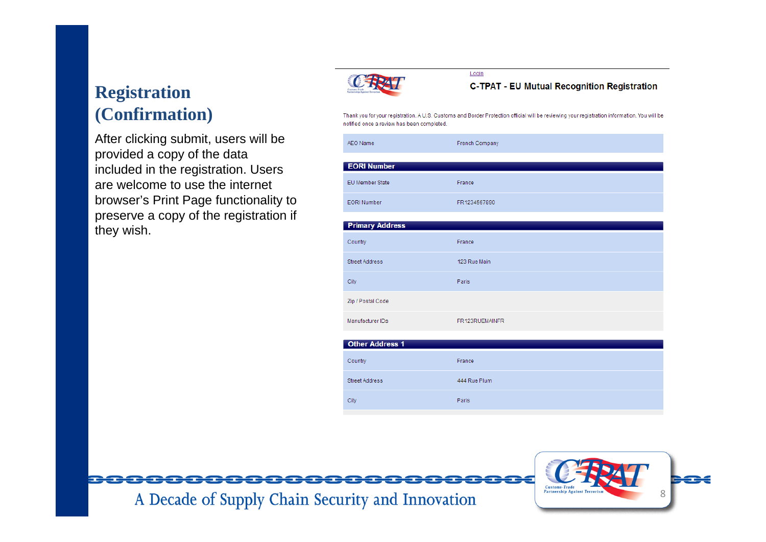# Registration (Confirmation)

After clicking submit, users will be provided a copy of the data included in the registration. Users are welcome to use the internet browser's Print Page functionality to preserve a copy of the registration if they wish.

Login

**C-TPAT - EU Mutual Recognition Registration**

Thank you for your registration. A U.S. Customs and Border Protection official will be reviewing your registration information. You will be notified once a review has been completed.

| | |
|---|---|
| AEO Name | French Company |

| EORI Number | |
|---|---|
| EU Member State | France |
| EORI Number | FR1234567890 |

| Primary Address | |
|---|---|
| Country | France |
| Street Address | 123 Rue Main |
| City | Paris |
| Zip / Postal Code | |
| Manufacturer IDs | FR123RUEMAINFR |

| Other Address 1 | |
|---|---|
| Country | France |
| Street Address | 444 Rue Plum |
| City | Paris |

A Decade of Supply Chain Security and Innovation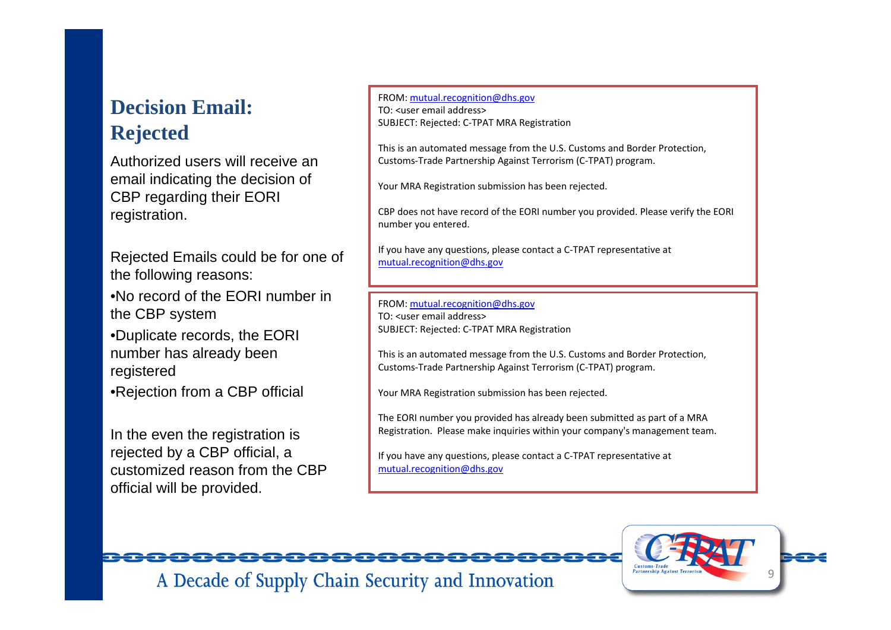## Decision Email: Rejected

Authorized users will receive an email indicating the decision of CBP regarding their EORI registration.

Rejected Emails could be for one of the following reasons:

- No record of the EORI number in the CBP system
- Duplicate records, the EORI number has already been registered
- Rejection from a CBP official

In the even the registration is rejected by a CBP official, a customized reason from the CBP official will be provided.

FROM: mutual.recognition@dhs.gov
TO: <user email address>
SUBJECT: Rejected: C-TPAT MRA Registration

This is an automated message from the U.S. Customs and Border Protection, Customs-Trade Partnership Against Terrorism (C-TPAT) program.

Your MRA Registration submission has been rejected.

CBP does not have record of the EORI number you provided. Please verify the EORI number you entered.

If you have any questions, please contact a C-TPAT representative at mutual.recognition@dhs.gov

FROM: mutual.recognition@dhs.gov
TO: <user email address>
SUBJECT: Rejected: C-TPAT MRA Registration

This is an automated message from the U.S. Customs and Border Protection, Customs-Trade Partnership Against Terrorism (C-TPAT) program.

Your MRA Registration submission has been rejected.

The EORI number you provided has already been submitted as part of a MRA Registration. Please make inquiries within your company's management team.

If you have any questions, please contact a C-TPAT representative at mutual.recognition@dhs.gov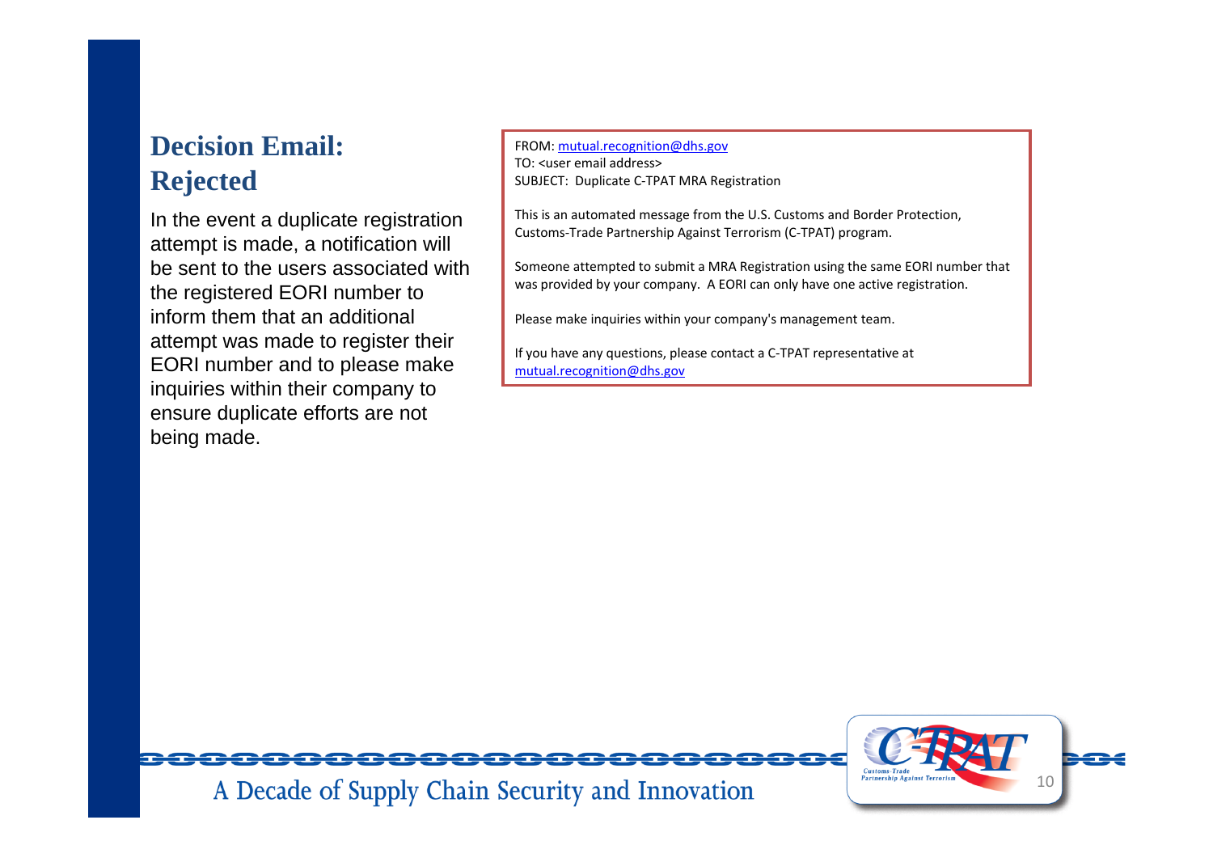# Decision Email: Rejected

In the event a duplicate registration attempt is made, a notification will be sent to the users associated with the registered EORI number to inform them that an additional attempt was made to register their EORI number and to please make inquiries within their company to ensure duplicate efforts are not being made.

FROM: mutual.recognition@dhs.gov
TO: <user email address>
SUBJECT: Duplicate C-TPAT MRA Registration

This is an automated message from the U.S. Customs and Border Protection, Customs-Trade Partnership Against Terrorism (C-TPAT) program.

Someone attempted to submit a MRA Registration using the same EORI number that was provided by your company. A EORI can only have one active registration.

Please make inquiries within your company's management team.

If you have any questions, please contact a C-TPAT representative at mutual.recognition@dhs.gov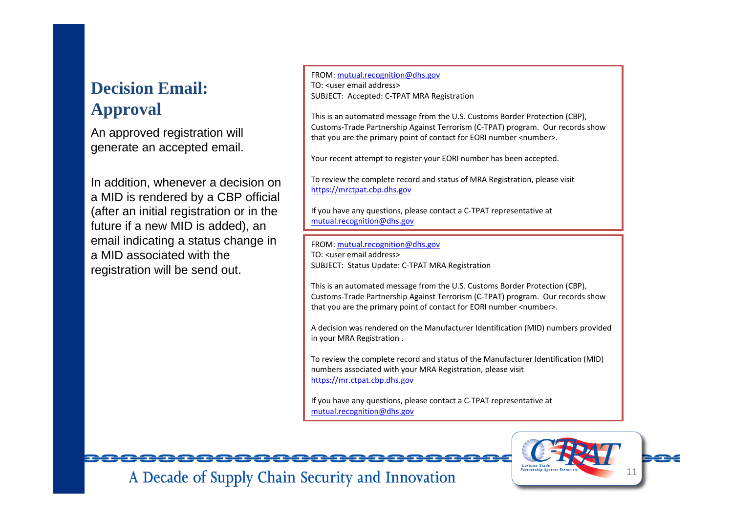# Decision Email: Approval

An approved registration will generate an accepted email.

In addition, whenever a decision on a MID is rendered by a CBP official (after an initial registration or in the future if a new MID is added), an email indicating a status change in a MID associated with the registration will be send out.

FROM: mutual.recognition@dhs.gov
TO: <user email address>
SUBJECT: Accepted: C-TPAT MRA Registration

This is an automated message from the U.S. Customs Border Protection (CBP), Customs-Trade Partnership Against Terrorism (C-TPAT) program. Our records show that you are the primary point of contact for EORI number <number>.

Your recent attempt to register your EORI number has been accepted.

To review the complete record and status of MRA Registration, please visit https://mrctpat.cbp.dhs.gov

If you have any questions, please contact a C-TPAT representative at mutual.recognition@dhs.gov

---

FROM: mutual.recognition@dhs.gov
TO: <user email address>
SUBJECT: Status Update: C-TPAT MRA Registration

This is an automated message from the U.S. Customs Border Protection (CBP), Customs-Trade Partnership Against Terrorism (C-TPAT) program. Our records show that you are the primary point of contact for EORI number <number>.

A decision was rendered on the Manufacturer Identification (MID) numbers provided in your MRA Registration .

To review the complete record and status of the Manufacturer Identification (MID) numbers associated with your MRA Registration, please visit https://mr.ctpat.cbp.dhs.gov

If you have any questions, please contact a C-TPAT representative at mutual.recognition@dhs.gov

A Decade of Supply Chain Security and Innovation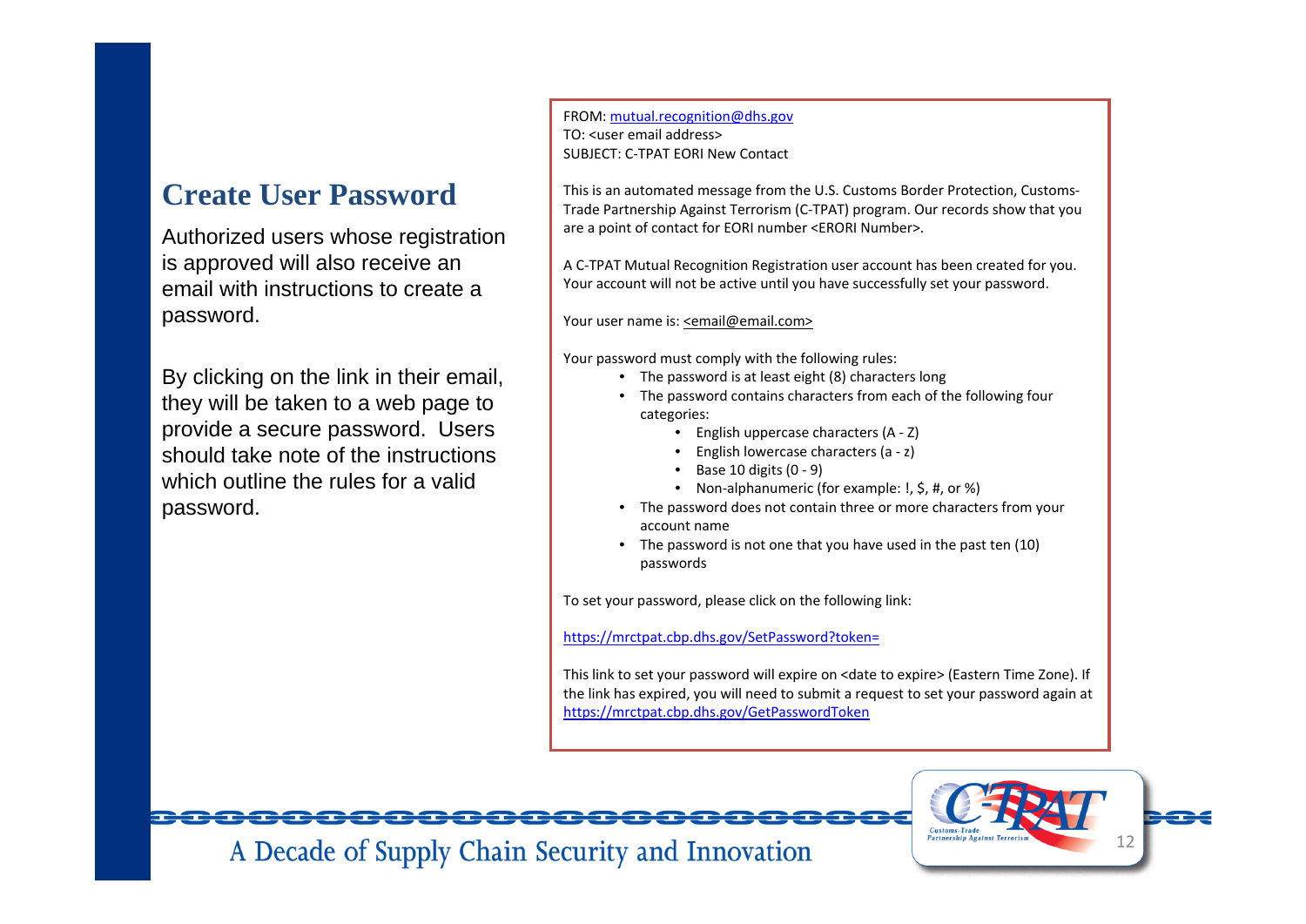## Create User Password

Authorized users whose registration is approved will also receive an email with instructions to create a password.

By clicking on the link in their email, they will be taken to a web page to provide a secure password. Users should take note of the instructions which outline the rules for a valid password.

FROM: mutual.recognition@dhs.gov
TO: <user email address>
SUBJECT: C-TPAT EORI New Contact

This is an automated message from the U.S. Customs Border Protection, Customs-Trade Partnership Against Terrorism (C-TPAT) program. Our records show that you are a point of contact for EORI number <ERORI Number>.

A C-TPAT Mutual Recognition Registration user account has been created for you. Your account will not be active until you have successfully set your password.

Your user name is: <email@email.com>

Your password must comply with the following rules:

- The password is at least eight (8) characters long
- The password contains characters from each of the following four categories:
  - English uppercase characters (A - Z)
  - English lowercase characters (a - z)
  - Base 10 digits (0 - 9)
  - Non-alphanumeric (for example: !, $, #, or %)
- The password does not contain three or more characters from your account name
- The password is not one that you have used in the past ten (10) passwords

To set your password, please click on the following link:

https://mrctpat.cbp.dhs.gov/SetPassword?token=

This link to set your password will expire on <date to expire> (Eastern Time Zone). If the link has expired, you will need to submit a request to set your password again at https://mrctpat.cbp.dhs.gov/GetPasswordToken

A Decade of Supply Chain Security and Innovation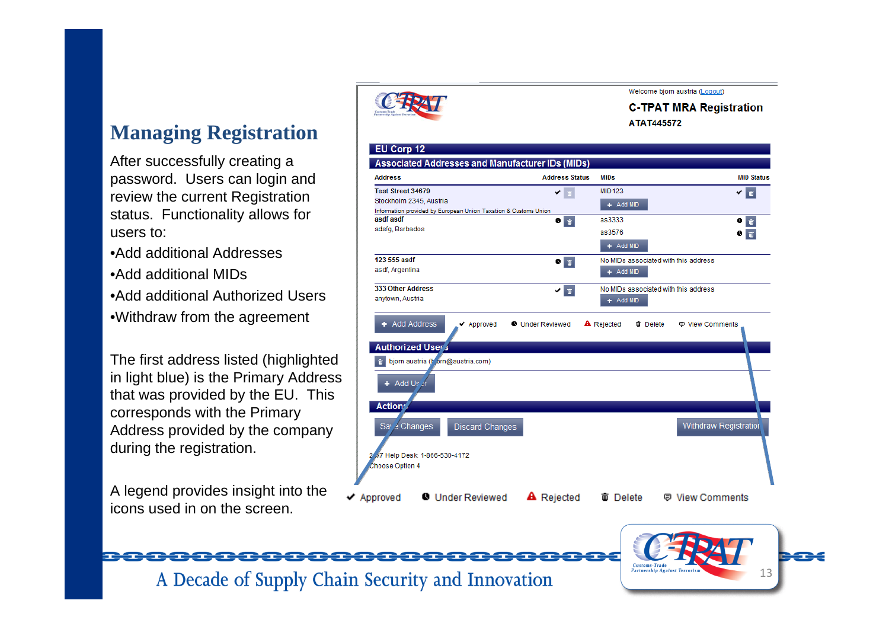## Managing Registration

After successfully creating a password. Users can login and review the current Registration status. Functionality allows for users to:

- •Add additional Addresses
- •Add additional MIDs
- •Add additional Authorized Users
- •Withdraw from the agreement

The first address listed (highlighted in light blue) is the Primary Address that was provided by the EU. This corresponds with the Primary Address provided by the company during the registration.

A legend provides insight into the icons used in on the screen.

Welcome bjorn austria (Logout)

**C-TPAT MRA Registration**

**ATAT445572**

**EU Corp 12**

**Associated Addresses and Manufacturer IDs (MIDs)**

| Address | Address Status | MIDs | MID Status |
|---|---|---|---|
| Test Street 34679<br>Stockholm 2345, Austria<br>Information provided by European Union Taxation & Customs Union | ✔ | MID123<br>+ Add MID | ✔ |
| asdf asdf<br>adsfg, Barbados | Under Reviewed | as3333<br>as3576<br>+ Add MID | Under Reviewed<br>Under Reviewed |
| 123 555 asdf<br>asdf, Argentina | Under Reviewed | No MIDs associated with this address<br>+ Add MID | |
| 333 Other Address<br>anytown, Austria | ✔ | No MIDs associated with this address<br>+ Add MID | |

+ Add Address

✔ Approved · Under Reviewed · Rejected · Delete · View Comments

**Authorized Users**

bjorn austria (bjorn@austria.com)

+ Add User

**Actions**

Save Changes · Discard Changes · Withdraw Registration

24/7 Help Desk: 1-866-530-4172
Choose Option 4

✔ Approved · Under Reviewed · Rejected · Delete · View Comments

A Decade of Supply Chain Security and Innovation